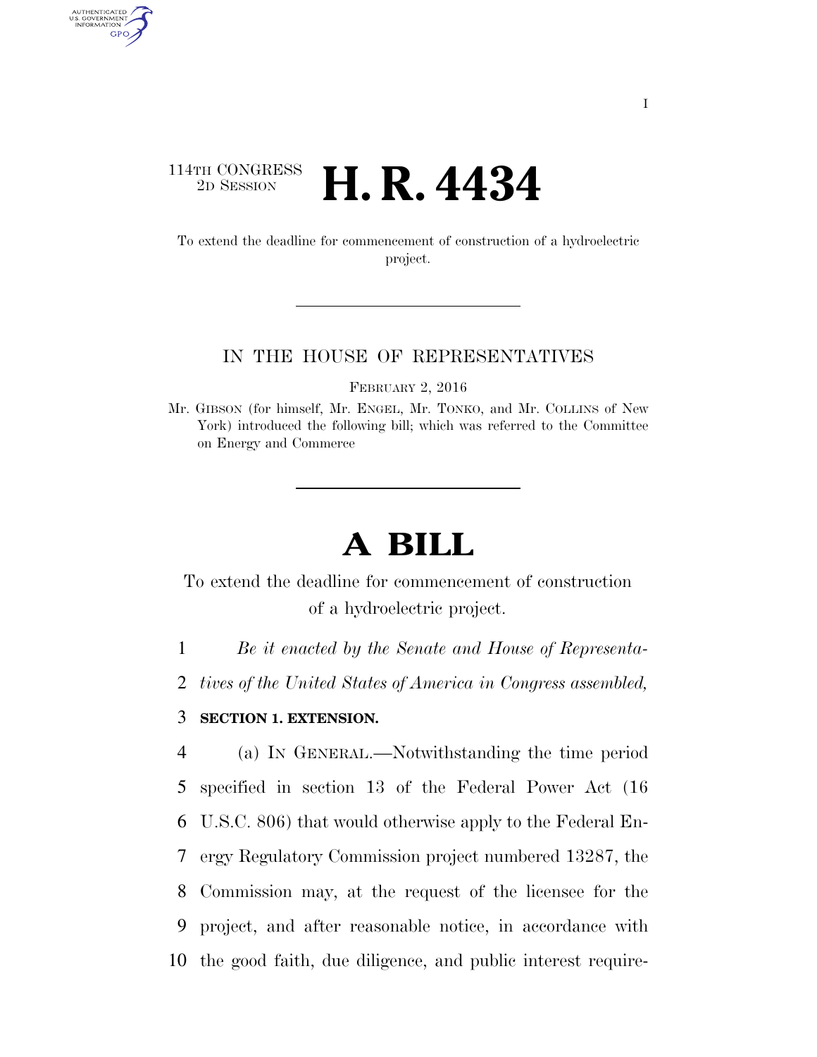114TH CONGRESS
2D SESSION

# H. R. 4434

To extend the deadline for commencement of construction of a hydroelectric project.

IN THE HOUSE OF REPRESENTATIVES

FEBRUARY 2, 2016

Mr. GIBSON (for himself, Mr. ENGEL, Mr. TONKO, and Mr. COLLINS of New York) introduced the following bill; which was referred to the Committee on Energy and Commerce

# A BILL

To extend the deadline for commencement of construction of a hydroelectric project.

*Be it enacted by the Senate and House of Representatives of the United States of America in Congress assembled,*

**SECTION 1. EXTENSION.**

(a) IN GENERAL.—Notwithstanding the time period specified in section 13 of the Federal Power Act (16 U.S.C. 806) that would otherwise apply to the Federal Energy Regulatory Commission project numbered 13287, the Commission may, at the request of the licensee for the project, and after reasonable notice, in accordance with the good faith, due diligence, and public interest require-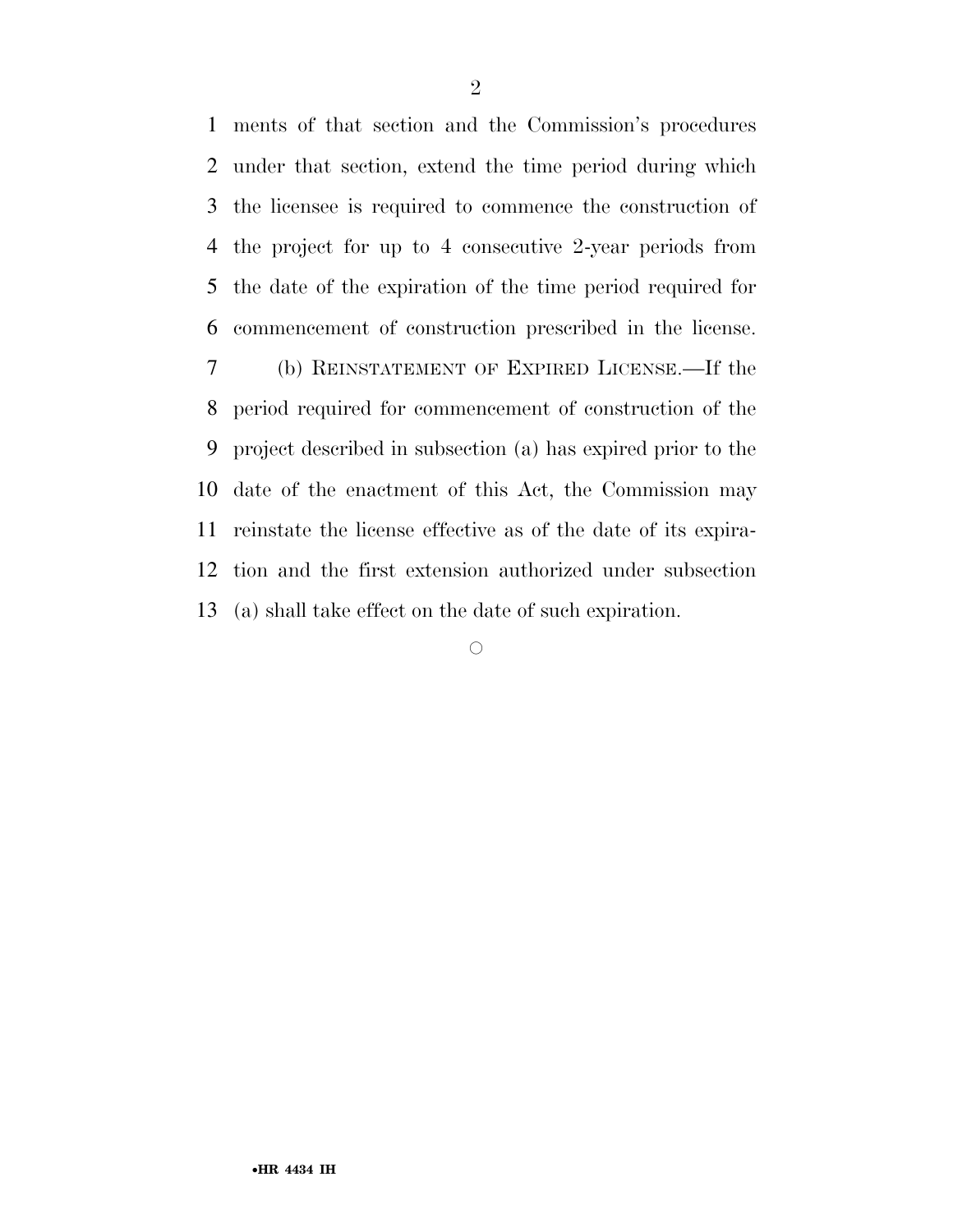ments of that section and the Commission's procedures under that section, extend the time period during which the licensee is required to commence the construction of the project for up to 4 consecutive 2-year periods from the date of the expiration of the time period required for commencement of construction prescribed in the license.

(b) REINSTATEMENT OF EXPIRED LICENSE.—If the period required for commencement of construction of the project described in subsection (a) has expired prior to the date of the enactment of this Act, the Commission may reinstate the license effective as of the date of its expiration and the first extension authorized under subsection (a) shall take effect on the date of such expiration.